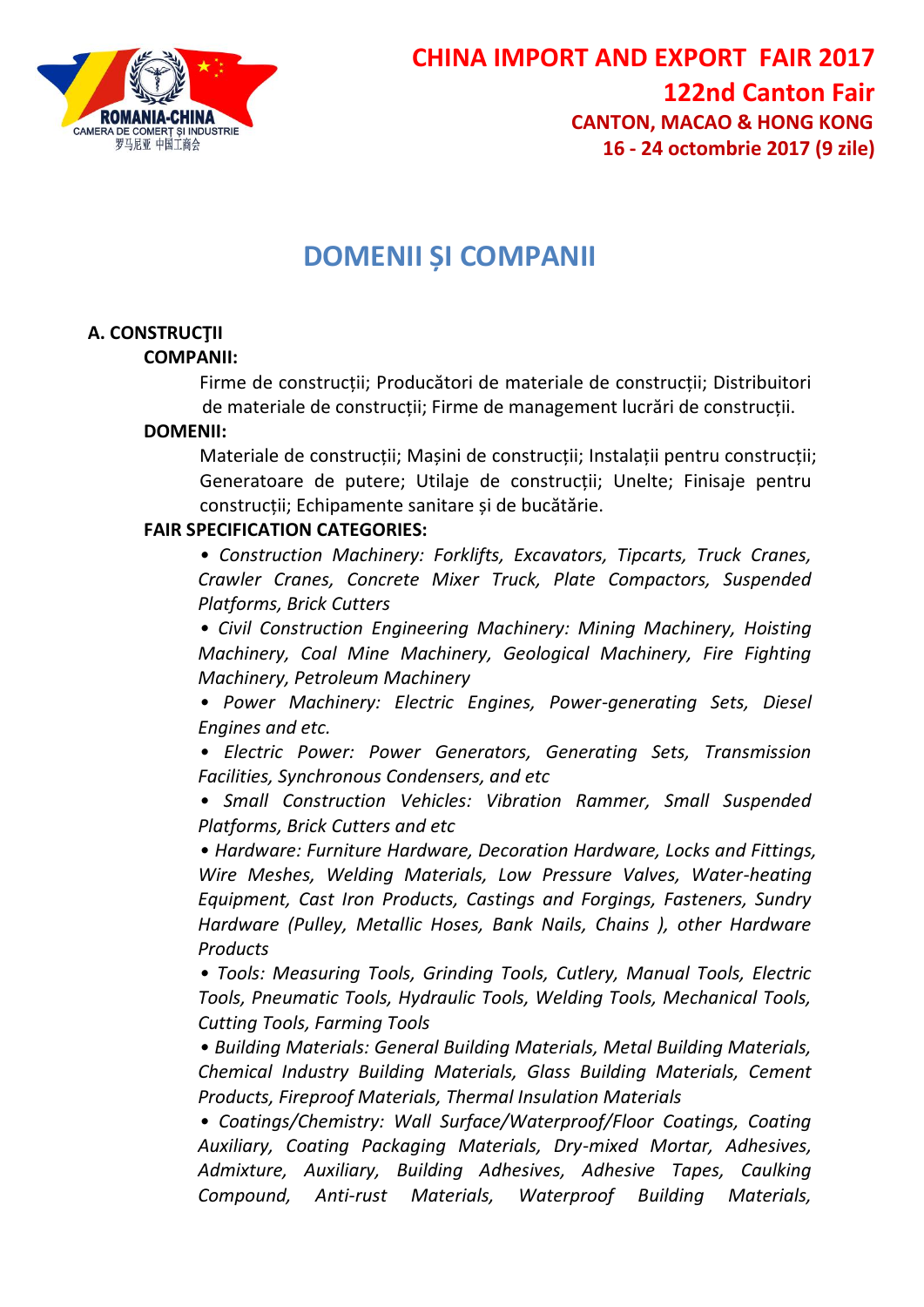ROMANIA-CHINA
CAMERA DE COMERȚ ȘI INDUSTRIE
罗马尼亚 中国工商会

# CHINA IMPORT AND EXPORT FAIR 2017

## 122nd Canton Fair

**CANTON, MACAO & HONG KONG**

**16 - 24 octombrie 2017 (9 zile)**

# DOMENII ȘI COMPANII

## A. CONSTRUCŢII

**COMPANII:**

Firme de construcții; Producători de materiale de construcții; Distribuitori de materiale de construcții; Firme de management lucrări de construcții.

**DOMENII:**

Materiale de construcții; Mașini de construcții; Instalații pentru construcții; Generatoare de putere; Utilaje de construcții; Unelte; Finisaje pentru construcții; Echipamente sanitare și de bucătărie.

**FAIR SPECIFICATION CATEGORIES:**

*• Construction Machinery: Forklifts, Excavators, Tipcarts, Truck Cranes, Crawler Cranes, Concrete Mixer Truck, Plate Compactors, Suspended Platforms, Brick Cutters*

*• Civil Construction Engineering Machinery: Mining Machinery, Hoisting Machinery, Coal Mine Machinery, Geological Machinery, Fire Fighting Machinery, Petroleum Machinery*

*• Power Machinery: Electric Engines, Power-generating Sets, Diesel Engines and etc.*

*• Electric Power: Power Generators, Generating Sets, Transmission Facilities, Synchronous Condensers, and etc*

*• Small Construction Vehicles: Vibration Rammer, Small Suspended Platforms, Brick Cutters and etc*

*• Hardware: Furniture Hardware, Decoration Hardware, Locks and Fittings, Wire Meshes, Welding Materials, Low Pressure Valves, Water-heating Equipment, Cast Iron Products, Castings and Forgings, Fasteners, Sundry Hardware (Pulley, Metallic Hoses, Bank Nails, Chains ), other Hardware Products*

*• Tools: Measuring Tools, Grinding Tools, Cutlery, Manual Tools, Electric Tools, Pneumatic Tools, Hydraulic Tools, Welding Tools, Mechanical Tools, Cutting Tools, Farming Tools*

*• Building Materials: General Building Materials, Metal Building Materials, Chemical Industry Building Materials, Glass Building Materials, Cement Products, Fireproof Materials, Thermal Insulation Materials*

*• Coatings/Chemistry: Wall Surface/Waterproof/Floor Coatings, Coating Auxiliary, Coating Packaging Materials, Dry-mixed Mortar, Adhesives, Admixture, Auxiliary, Building Adhesives, Adhesive Tapes, Caulking Compound, Anti-rust Materials, Waterproof Building Materials,*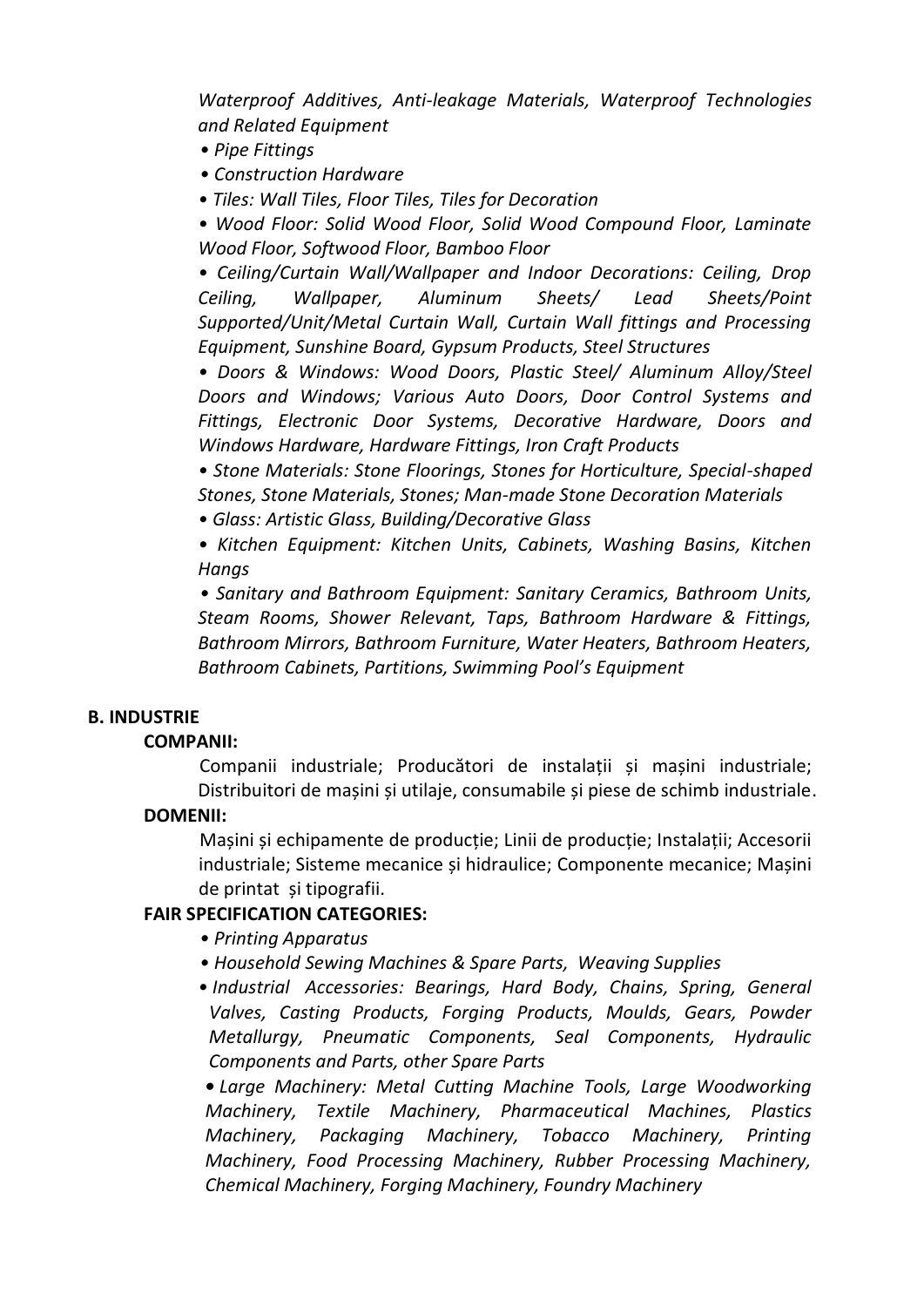*Waterproof Additives, Anti-leakage Materials, Waterproof Technologies and Related Equipment*

- *Pipe Fittings*
- *Construction Hardware*
- *Tiles: Wall Tiles, Floor Tiles, Tiles for Decoration*
- *Wood Floor: Solid Wood Floor, Solid Wood Compound Floor, Laminate Wood Floor, Softwood Floor, Bamboo Floor*
- *Ceiling/Curtain Wall/Wallpaper and Indoor Decorations: Ceiling, Drop Ceiling, Wallpaper, Aluminum Sheets/ Lead Sheets/Point Supported/Unit/Metal Curtain Wall, Curtain Wall fittings and Processing Equipment, Sunshine Board, Gypsum Products, Steel Structures*
- *Doors & Windows: Wood Doors, Plastic Steel/ Aluminum Alloy/Steel Doors and Windows; Various Auto Doors, Door Control Systems and Fittings, Electronic Door Systems, Decorative Hardware, Doors and Windows Hardware, Hardware Fittings, Iron Craft Products*
- *Stone Materials: Stone Floorings, Stones for Horticulture, Special-shaped Stones, Stone Materials, Stones; Man-made Stone Decoration Materials*
- *Glass: Artistic Glass, Building/Decorative Glass*
- *Kitchen Equipment: Kitchen Units, Cabinets, Washing Basins, Kitchen Hangs*
- *Sanitary and Bathroom Equipment: Sanitary Ceramics, Bathroom Units, Steam Rooms, Shower Relevant, Taps, Bathroom Hardware & Fittings, Bathroom Mirrors, Bathroom Furniture, Water Heaters, Bathroom Heaters, Bathroom Cabinets, Partitions, Swimming Pool's Equipment*

**B. INDUSTRIE**

**COMPANII:**

Companii industriale; Producători de instalații și mașini industriale; Distribuitori de mașini și utilaje, consumabile și piese de schimb industriale.

**DOMENII:**

Mașini și echipamente de producție; Linii de producție; Instalații; Accesorii industriale; Sisteme mecanice și hidraulice; Componente mecanice; Mașini de printat și tipografii.

**FAIR SPECIFICATION CATEGORIES:**

- *Printing Apparatus*
- *Household Sewing Machines & Spare Parts, Weaving Supplies*
- *Industrial Accessories: Bearings, Hard Body, Chains, Spring, General Valves, Casting Products, Forging Products, Moulds, Gears, Powder Metallurgy, Pneumatic Components, Seal Components, Hydraulic Components and Parts, other Spare Parts*
- *Large Machinery: Metal Cutting Machine Tools, Large Woodworking Machinery, Textile Machinery, Pharmaceutical Machines, Plastics Machinery, Packaging Machinery, Tobacco Machinery, Printing Machinery, Food Processing Machinery, Rubber Processing Machinery, Chemical Machinery, Forging Machinery, Foundry Machinery*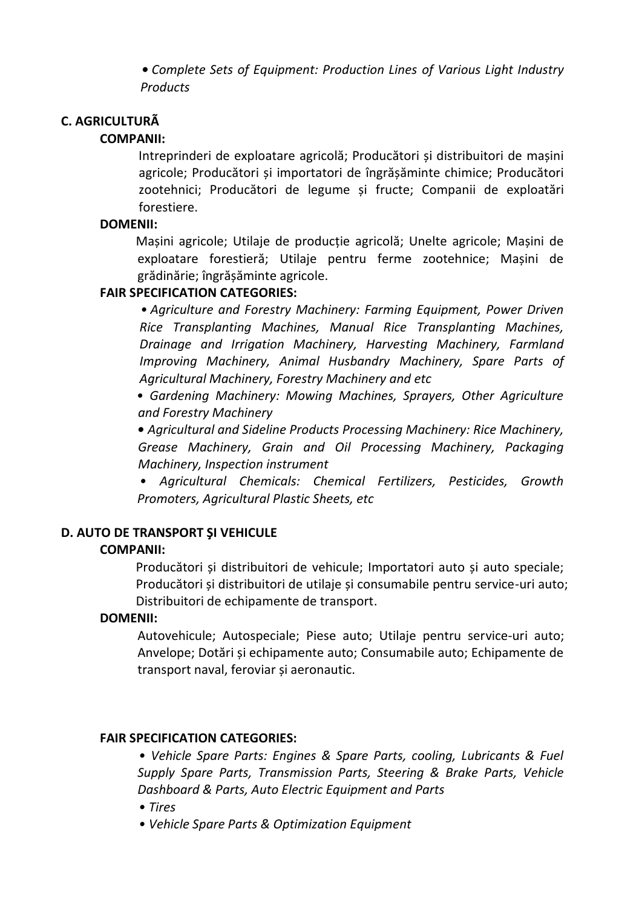*• Complete Sets of Equipment: Production Lines of Various Light Industry Products*

## C. AGRICULTURÃ

**COMPANII:**

Intreprinderi de exploatare agricolă; Producători și distribuitori de mașini agricole; Producători și importatori de îngrășăminte chimice; Producători zootehnici; Producători de legume și fructe; Companii de exploatări forestiere.

**DOMENII:**

Mașini agricole; Utilaje de producție agricolă; Unelte agricole; Mașini de exploatare forestieră; Utilaje pentru ferme zootehnice; Mașini de grădinărie; îngrășăminte agricole.

**FAIR SPECIFICATION CATEGORIES:**

*• Agriculture and Forestry Machinery: Farming Equipment, Power Driven Rice Transplanting Machines, Manual Rice Transplanting Machines, Drainage and Irrigation Machinery, Harvesting Machinery, Farmland Improving Machinery, Animal Husbandry Machinery, Spare Parts of Agricultural Machinery, Forestry Machinery and etc*

*• Gardening Machinery: Mowing Machines, Sprayers, Other Agriculture and Forestry Machinery*

*• Agricultural and Sideline Products Processing Machinery: Rice Machinery, Grease Machinery, Grain and Oil Processing Machinery, Packaging Machinery, Inspection instrument*

*• Agricultural Chemicals: Chemical Fertilizers, Pesticides, Growth Promoters, Agricultural Plastic Sheets, etc*

## D. AUTO DE TRANSPORT ŞI VEHICULE

**COMPANII:**

Producători și distribuitori de vehicule; Importatori auto și auto speciale; Producători și distribuitori de utilaje și consumabile pentru service-uri auto; Distribuitori de echipamente de transport.

**DOMENII:**

Autovehicule; Autospeciale; Piese auto; Utilaje pentru service-uri auto; Anvelope; Dotări și echipamente auto; Consumabile auto; Echipamente de transport naval, feroviar și aeronautic.

**FAIR SPECIFICATION CATEGORIES:**

*• Vehicle Spare Parts: Engines & Spare Parts, cooling, Lubricants & Fuel Supply Spare Parts, Transmission Parts, Steering & Brake Parts, Vehicle Dashboard & Parts, Auto Electric Equipment and Parts*

*• Tires*

*• Vehicle Spare Parts & Optimization Equipment*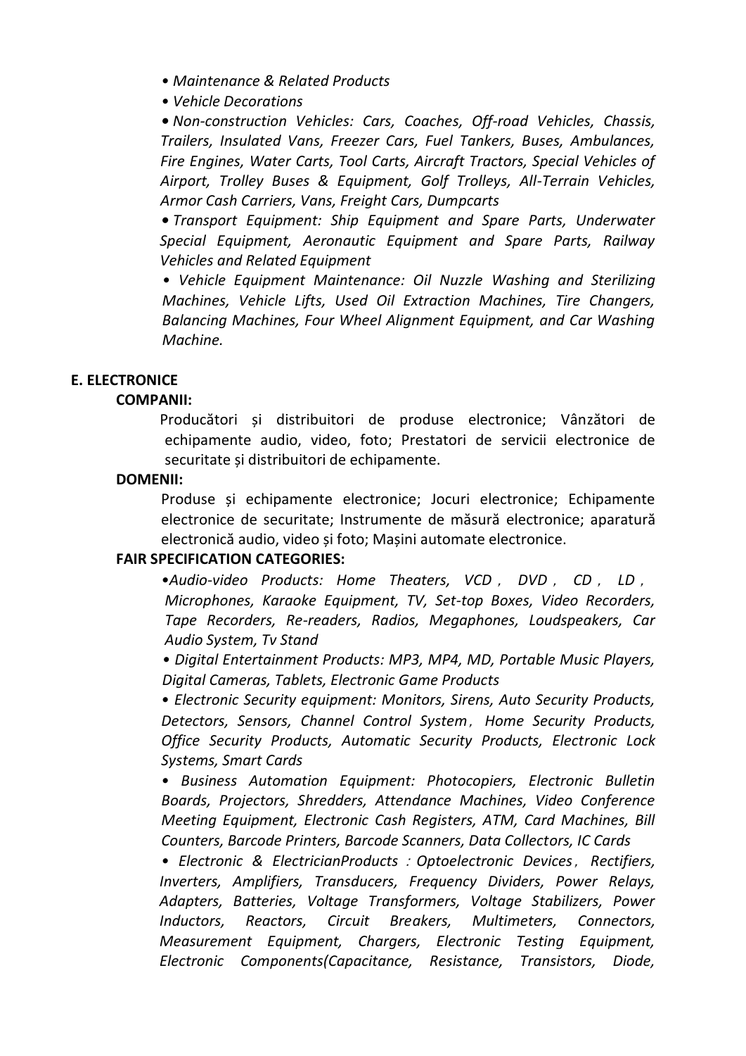- *Maintenance & Related Products*
- *Vehicle Decorations*
- *Non-construction Vehicles: Cars, Coaches, Off-road Vehicles, Chassis, Trailers, Insulated Vans, Freezer Cars, Fuel Tankers, Buses, Ambulances, Fire Engines, Water Carts, Tool Carts, Aircraft Tractors, Special Vehicles of Airport, Trolley Buses & Equipment, Golf Trolleys, All-Terrain Vehicles, Armor Cash Carriers, Vans, Freight Cars, Dumpcarts*
- *Transport Equipment: Ship Equipment and Spare Parts, Underwater Special Equipment, Aeronautic Equipment and Spare Parts, Railway Vehicles and Related Equipment*
- *Vehicle Equipment Maintenance: Oil Nuzzle Washing and Sterilizing Machines, Vehicle Lifts, Used Oil Extraction Machines, Tire Changers, Balancing Machines, Four Wheel Alignment Equipment, and Car Washing Machine.*

**E. ELECTRONICE**

**COMPANII:**

Producători și distribuitori de produse electronice; Vânzători de echipamente audio, video, foto; Prestatori de servicii electronice de securitate și distribuitori de echipamente.

**DOMENII:**

Produse și echipamente electronice; Jocuri electronice; Echipamente electronice de securitate; Instrumente de măsură electronice; aparatură electronică audio, video și foto; Mașini automate electronice.

**FAIR SPECIFICATION CATEGORIES:**

- *Audio-video Products: Home Theaters, VCD，DVD，CD，LD，Microphones, Karaoke Equipment, TV, Set-top Boxes, Video Recorders, Tape Recorders, Re-readers, Radios, Megaphones, Loudspeakers, Car Audio System, Tv Stand*
- *Digital Entertainment Products: MP3, MP4, MD, Portable Music Players, Digital Cameras, Tablets, Electronic Game Products*
- *Electronic Security equipment: Monitors, Sirens, Auto Security Products, Detectors, Sensors, Channel Control System，Home Security Products, Office Security Products, Automatic Security Products, Electronic Lock Systems, Smart Cards*
- *Business Automation Equipment: Photocopiers, Electronic Bulletin Boards, Projectors, Shredders, Attendance Machines, Video Conference Meeting Equipment, Electronic Cash Registers, ATM, Card Machines, Bill Counters, Barcode Printers, Barcode Scanners, Data Collectors, IC Cards*
- *Electronic & ElectricianProducts：Optoelectronic Devices，Rectifiers, Inverters, Amplifiers, Transducers, Frequency Dividers, Power Relays, Adapters, Batteries, Voltage Transformers, Voltage Stabilizers, Power Inductors, Reactors, Circuit Breakers, Multimeters, Connectors, Measurement Equipment, Chargers, Electronic Testing Equipment, Electronic Components(Capacitance, Resistance, Transistors, Diode,*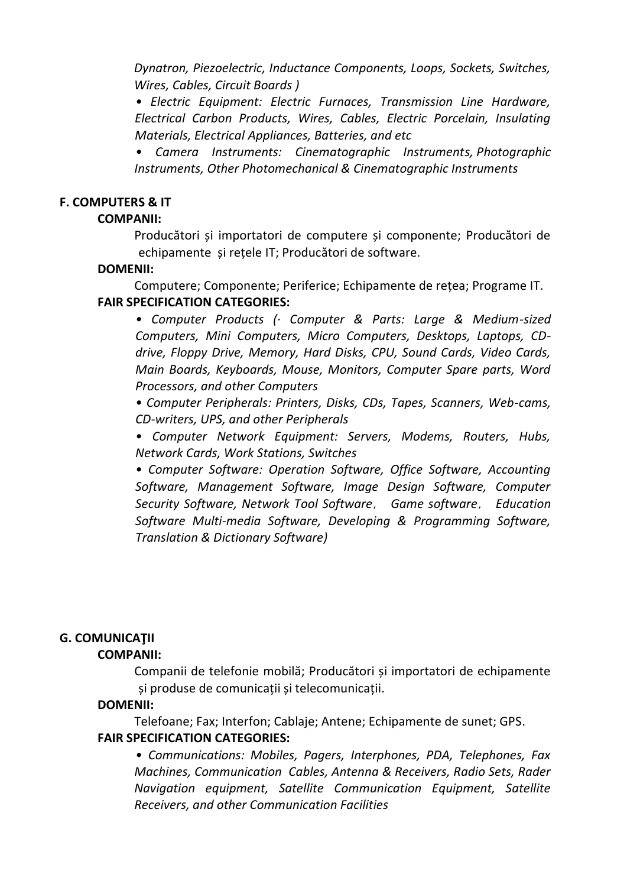*Dynatron, Piezoelectric, Inductance Components, Loops, Sockets, Switches, Wires, Cables, Circuit Boards )*

*• Electric Equipment: Electric Furnaces, Transmission Line Hardware, Electrical Carbon Products, Wires, Cables, Electric Porcelain, Insulating Materials, Electrical Appliances, Batteries, and etc*

*• Camera Instruments: Cinematographic Instruments, Photographic Instruments, Other Photomechanical & Cinematographic Instruments*

**F. COMPUTERS & IT**

**COMPANII:**

Producători și importatori de computere și componente; Producători de echipamente și rețele IT; Producători de software.

**DOMENII:**

Computere; Componente; Periferice; Echipamente de rețea; Programe IT.

**FAIR SPECIFICATION CATEGORIES:**

*• Computer Products (· Computer & Parts: Large & Medium-sized Computers, Mini Computers, Micro Computers, Desktops, Laptops, CD-drive, Floppy Drive, Memory, Hard Disks, CPU, Sound Cards, Video Cards, Main Boards, Keyboards, Mouse, Monitors, Computer Spare parts, Word Processors, and other Computers*

*• Computer Peripherals: Printers, Disks, CDs, Tapes, Scanners, Web-cams, CD-writers, UPS, and other Peripherals*

*• Computer Network Equipment: Servers, Modems, Routers, Hubs, Network Cards, Work Stations, Switches*

*• Computer Software: Operation Software, Office Software, Accounting Software, Management Software, Image Design Software, Computer Security Software, Network Tool Software, Game software, Education Software Multi-media Software, Developing & Programming Software, Translation & Dictionary Software)*

**G. COMUNICAŢII**

**COMPANII:**

Companii de telefonie mobilă; Producători și importatori de echipamente și produse de comunicații și telecomunicații.

**DOMENII:**

Telefoane; Fax; Interfon; Cablaje; Antene; Echipamente de sunet; GPS.

**FAIR SPECIFICATION CATEGORIES:**

*• Communications: Mobiles, Pagers, Interphones, PDA, Telephones, Fax Machines, Communication Cables, Antenna & Receivers, Radio Sets, Rader Navigation equipment, Satellite Communication Equipment, Satellite Receivers, and other Communication Facilities*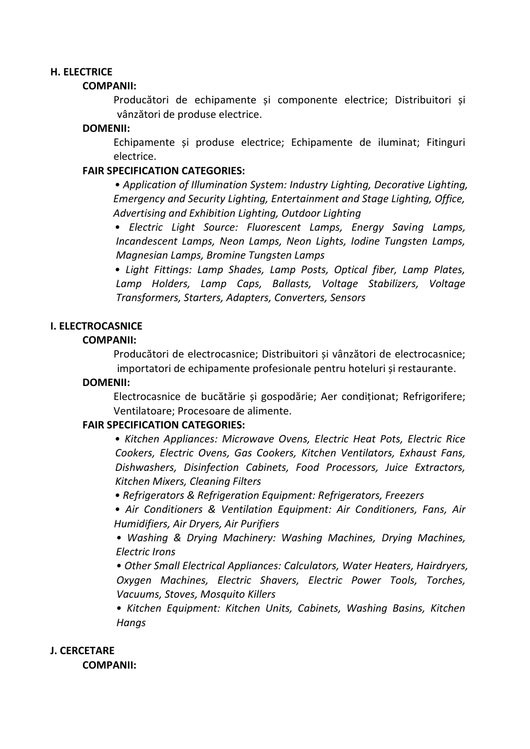## H. ELECTRICE

**COMPANII:**

Producători de echipamente și componente electrice; Distribuitori și vânzători de produse electrice.

**DOMENII:**

Echipamente și produse electrice; Echipamente de iluminat; Fitinguri electrice.

**FAIR SPECIFICATION CATEGORIES:**

- *Application of Illumination System: Industry Lighting, Decorative Lighting, Emergency and Security Lighting, Entertainment and Stage Lighting, Office, Advertising and Exhibition Lighting, Outdoor Lighting*
- *Electric Light Source: Fluorescent Lamps, Energy Saving Lamps, Incandescent Lamps, Neon Lamps, Neon Lights, Iodine Tungsten Lamps, Magnesian Lamps, Bromine Tungsten Lamps*
- *Light Fittings: Lamp Shades, Lamp Posts, Optical fiber, Lamp Plates, Lamp Holders, Lamp Caps, Ballasts, Voltage Stabilizers, Voltage Transformers, Starters, Adapters, Converters, Sensors*

## I. ELECTROCASNICE

**COMPANII:**

Producători de electrocasnice; Distribuitori și vânzători de electrocasnice; importatori de echipamente profesionale pentru hoteluri și restaurante.

**DOMENII:**

Electrocasnice de bucătărie și gospodărie; Aer condiționat; Refrigorifere; Ventilatoare; Procesoare de alimente.

**FAIR SPECIFICATION CATEGORIES:**

- *Kitchen Appliances: Microwave Ovens, Electric Heat Pots, Electric Rice Cookers, Electric Ovens, Gas Cookers, Kitchen Ventilators, Exhaust Fans, Dishwashers, Disinfection Cabinets, Food Processors, Juice Extractors, Kitchen Mixers, Cleaning Filters*
- *Refrigerators & Refrigeration Equipment: Refrigerators, Freezers*
- *Air Conditioners & Ventilation Equipment: Air Conditioners, Fans, Air Humidifiers, Air Dryers, Air Purifiers*
- *Washing & Drying Machinery: Washing Machines, Drying Machines, Electric Irons*
- *Other Small Electrical Appliances: Calculators, Water Heaters, Hairdryers, Oxygen Machines, Electric Shavers, Electric Power Tools, Torches, Vacuums, Stoves, Mosquito Killers*
- *Kitchen Equipment: Kitchen Units, Cabinets, Washing Basins, Kitchen Hangs*

## J. CERCETARE

**COMPANII:**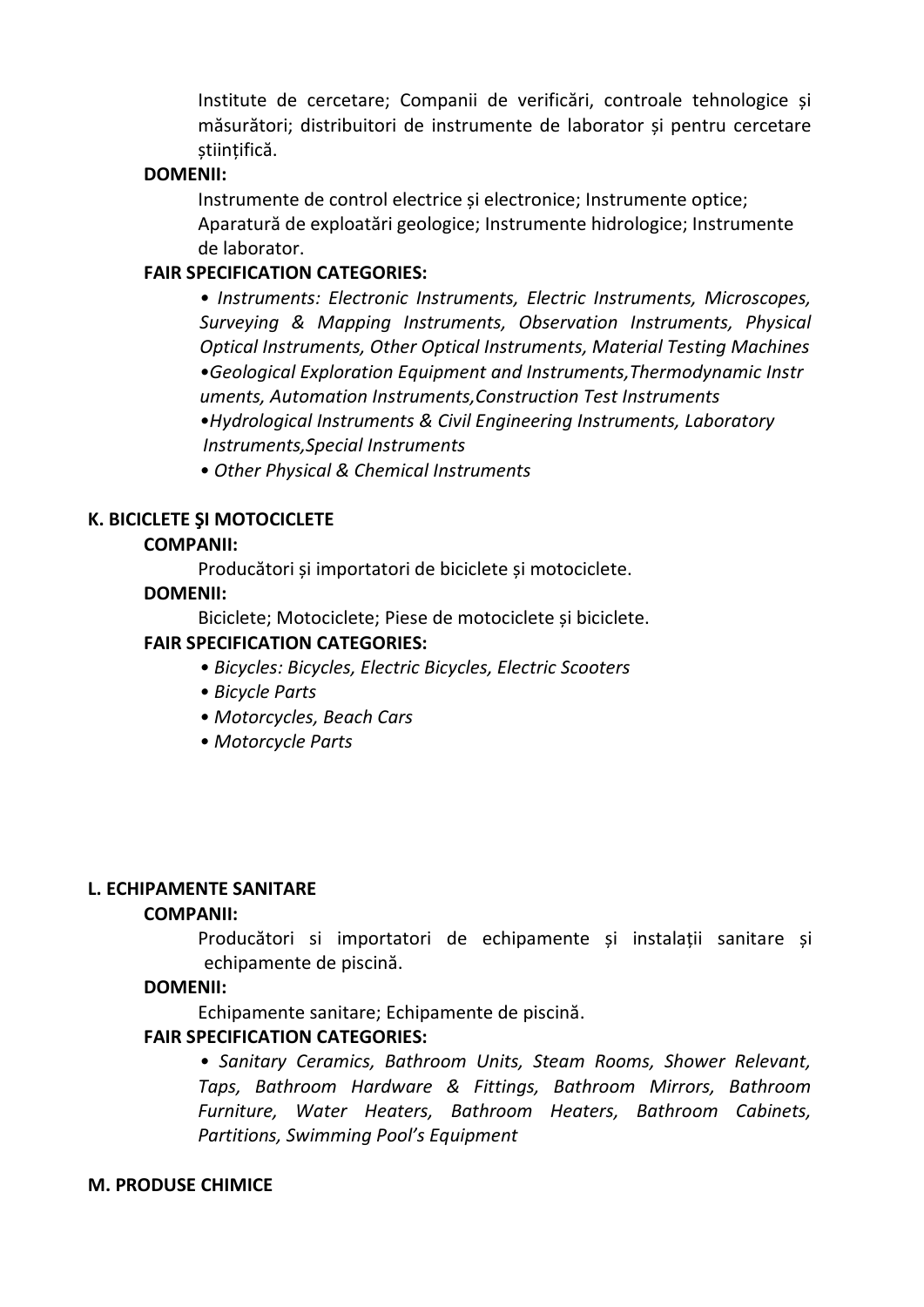Institute de cercetare; Companii de verificări, controale tehnologice și măsurători; distribuitori de instrumente de laborator și pentru cercetare științifică.

**DOMENII:**

Instrumente de control electrice și electronice; Instrumente optice; Aparatură de exploatări geologice; Instrumente hidrologice; Instrumente de laborator.

**FAIR SPECIFICATION CATEGORIES:**

- *Instruments: Electronic Instruments, Electric Instruments, Microscopes, Surveying & Mapping Instruments, Observation Instruments, Physical Optical Instruments, Other Optical Instruments, Material Testing Machines*
- *Geological Exploration Equipment and Instruments, Thermodynamic Instruments, Automation Instruments, Construction Test Instruments*
- *Hydrological Instruments & Civil Engineering Instruments, Laboratory Instruments, Special Instruments*
- *Other Physical & Chemical Instruments*

## K. BICICLETE ŞI MOTOCICLETE

**COMPANII:**

Producători și importatori de biciclete și motociclete.

**DOMENII:**

Biciclete; Motociclete; Piese de motociclete și biciclete.

**FAIR SPECIFICATION CATEGORIES:**

- *Bicycles: Bicycles, Electric Bicycles, Electric Scooters*
- *Bicycle Parts*
- *Motorcycles, Beach Cars*
- *Motorcycle Parts*

## L. ECHIPAMENTE SANITARE

**COMPANII:**

Producători si importatori de echipamente și instalații sanitare și echipamente de piscină.

**DOMENII:**

Echipamente sanitare; Echipamente de piscină.

**FAIR SPECIFICATION CATEGORIES:**

- *Sanitary Ceramics, Bathroom Units, Steam Rooms, Shower Relevant, Taps, Bathroom Hardware & Fittings, Bathroom Mirrors, Bathroom Furniture, Water Heaters, Bathroom Heaters, Bathroom Cabinets, Partitions, Swimming Pool's Equipment*

## M. PRODUSE CHIMICE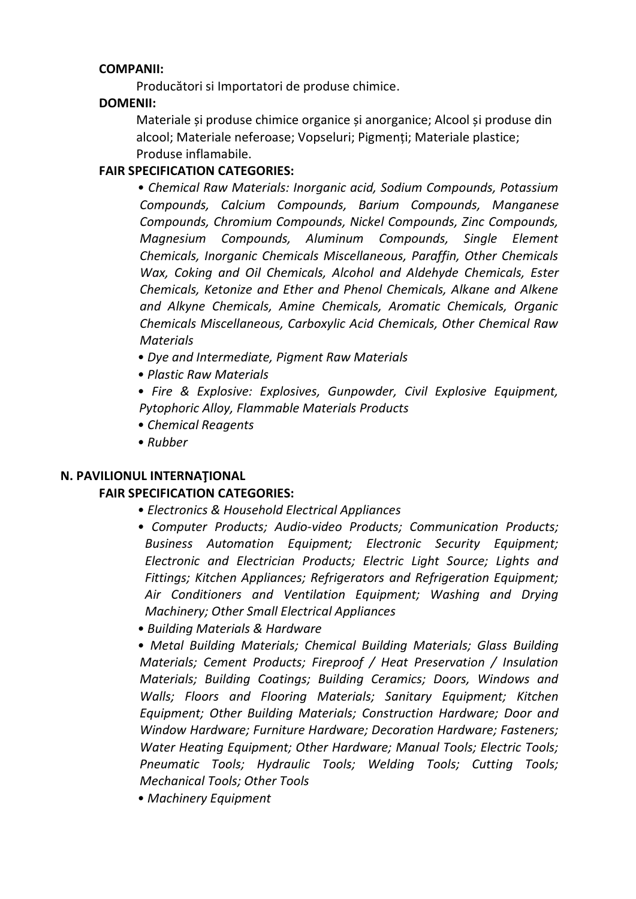**COMPANII:**

Producători si Importatori de produse chimice.

**DOMENII:**

Materiale și produse chimice organice și anorganice; Alcool și produse din alcool; Materiale neferoase; Vopseluri; Pigmenți; Materiale plastice; Produse inflamabile.

**FAIR SPECIFICATION CATEGORIES:**

- *Chemical Raw Materials: Inorganic acid, Sodium Compounds, Potassium Compounds, Calcium Compounds, Barium Compounds, Manganese Compounds, Chromium Compounds, Nickel Compounds, Zinc Compounds, Magnesium Compounds, Aluminum Compounds, Single Element Chemicals, Inorganic Chemicals Miscellaneous, Paraffin, Other Chemicals Wax, Coking and Oil Chemicals, Alcohol and Aldehyde Chemicals, Ester Chemicals, Ketonize and Ether and Phenol Chemicals, Alkane and Alkene and Alkyne Chemicals, Amine Chemicals, Aromatic Chemicals, Organic Chemicals Miscellaneous, Carboxylic Acid Chemicals, Other Chemical Raw Materials*
- *Dye and Intermediate, Pigment Raw Materials*
- *Plastic Raw Materials*
- *Fire & Explosive: Explosives, Gunpowder, Civil Explosive Equipment, Pytophoric Alloy, Flammable Materials Products*
- *Chemical Reagents*
- *Rubber*

## N. PAVILIONUL INTERNAŢIONAL

**FAIR SPECIFICATION CATEGORIES:**

- *Electronics & Household Electrical Appliances*
- *Computer Products; Audio-video Products; Communication Products; Business Automation Equipment; Electronic Security Equipment; Electronic and Electrician Products; Electric Light Source; Lights and Fittings; Kitchen Appliances; Refrigerators and Refrigeration Equipment; Air Conditioners and Ventilation Equipment; Washing and Drying Machinery; Other Small Electrical Appliances*
- *Building Materials & Hardware*
- *Metal Building Materials; Chemical Building Materials; Glass Building Materials; Cement Products; Fireproof / Heat Preservation / Insulation Materials; Building Coatings; Building Ceramics; Doors, Windows and Walls; Floors and Flooring Materials; Sanitary Equipment; Kitchen Equipment; Other Building Materials; Construction Hardware; Door and Window Hardware; Furniture Hardware; Decoration Hardware; Fasteners; Water Heating Equipment; Other Hardware; Manual Tools; Electric Tools; Pneumatic Tools; Hydraulic Tools; Welding Tools; Cutting Tools; Mechanical Tools; Other Tools*
- *Machinery Equipment*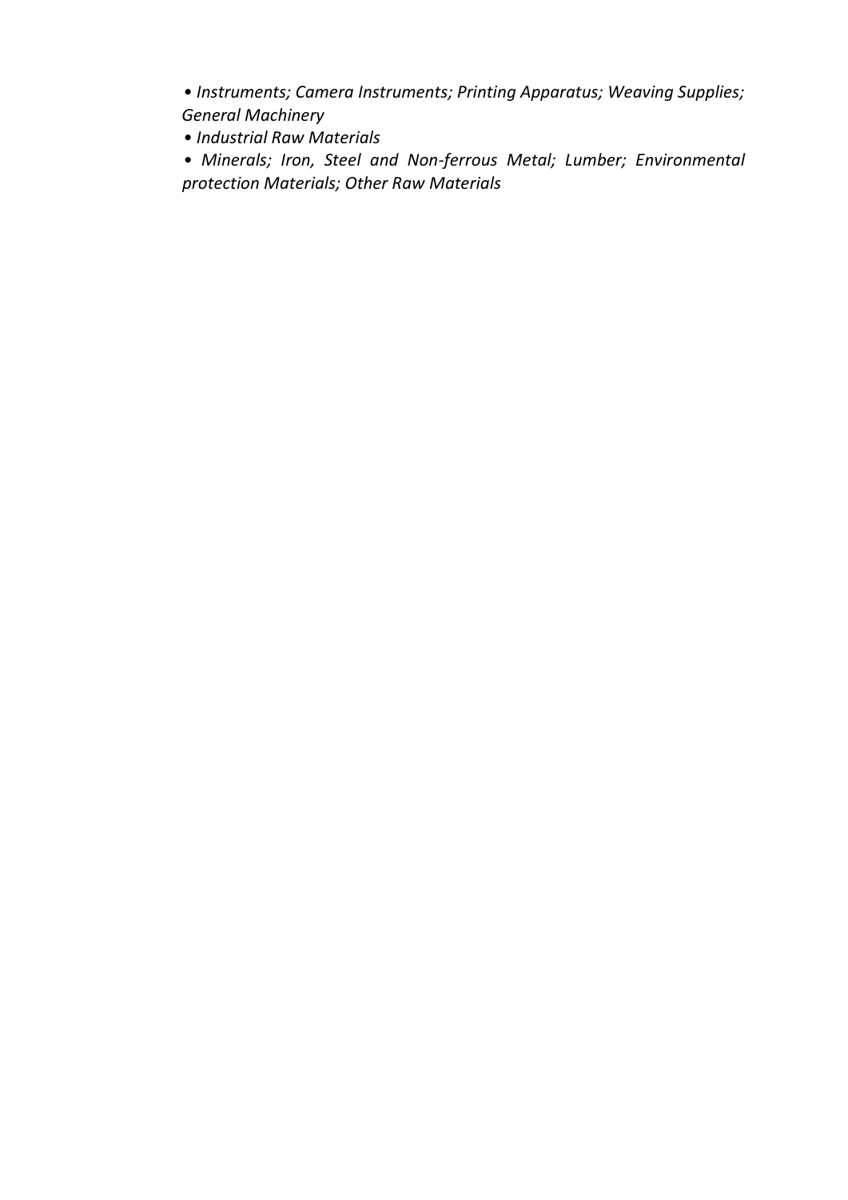- *Instruments; Camera Instruments; Printing Apparatus; Weaving Supplies; General Machinery*
- *Industrial Raw Materials*
- *Minerals; Iron, Steel and Non-ferrous Metal; Lumber; Environmental protection Materials; Other Raw Materials*